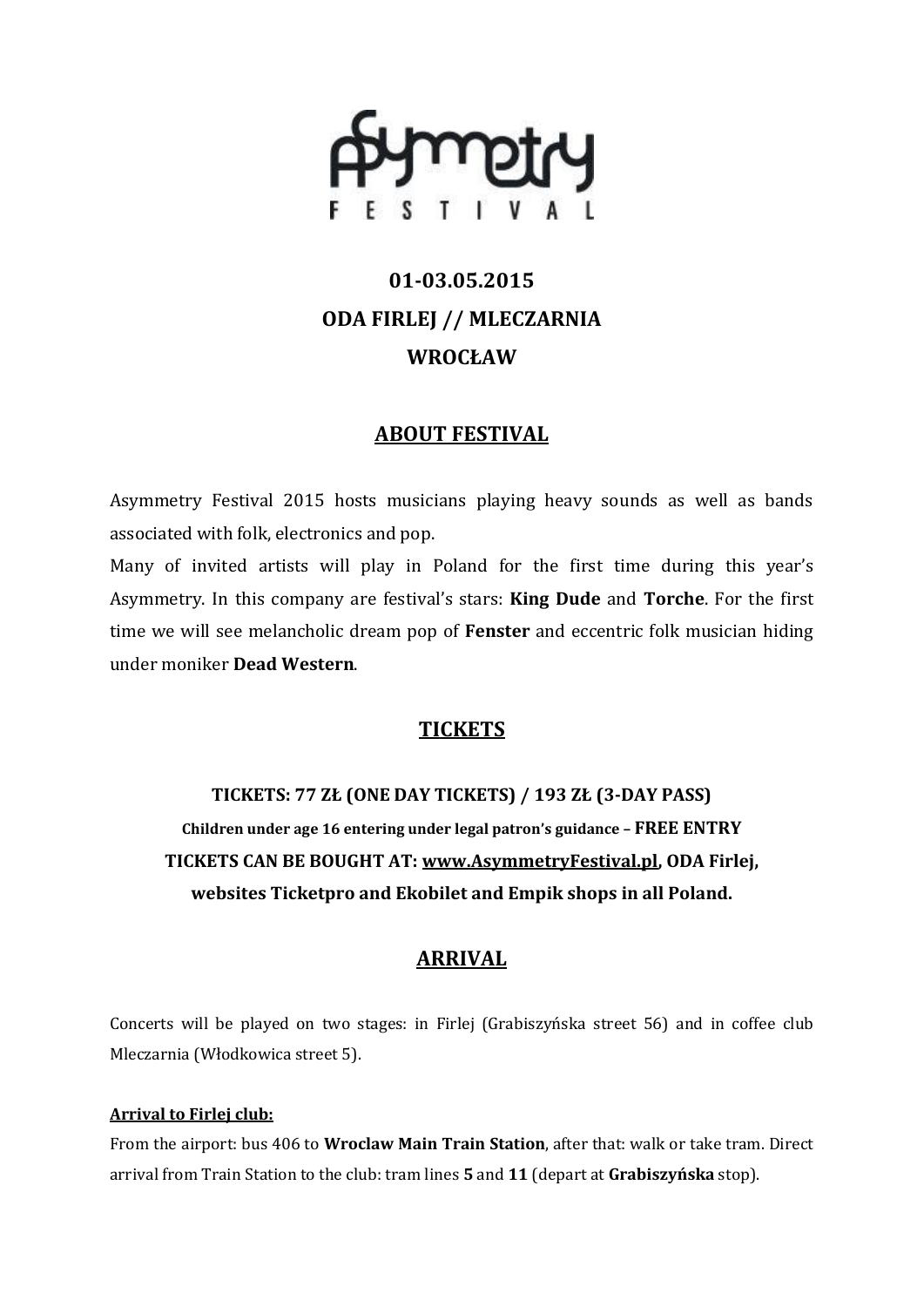# Asymmetry FESTIVAL

**01-03.05.2015**

**ODA FIRLEJ // MLECZARNIA**

**WROCŁAW**

## ABOUT FESTIVAL

Asymmetry Festival 2015 hosts musicians playing heavy sounds as well as bands associated with folk, electronics and pop.

Many of invited artists will play in Poland for the first time during this year's Asymmetry. In this company are festival's stars: **King Dude** and **Torche**. For the first time we will see melancholic dream pop of **Fenster** and eccentric folk musician hiding under moniker **Dead Western**.

## TICKETS

**TICKETS: 77 ZŁ (ONE DAY TICKETS) / 193 ZŁ (3-DAY PASS)**

**Children under age 16 entering under legal patron's guidance – FREE ENTRY**

**TICKETS CAN BE BOUGHT AT: www.AsymmetryFestival.pl, ODA Firlej, websites Ticketpro and Ekobilet and Empik shops in all Poland.**

## ARRIVAL

Concerts will be played on two stages: in Firlej (Grabiszyńska street 56) and in coffee club Mleczarnia (Włodkowica street 5).

**Arrival to Firlej club:**

From the airport: bus 406 to **Wroclaw Main Train Station**, after that: walk or take tram. Direct arrival from Train Station to the club: tram lines **5** and **11** (depart at **Grabiszyńska** stop).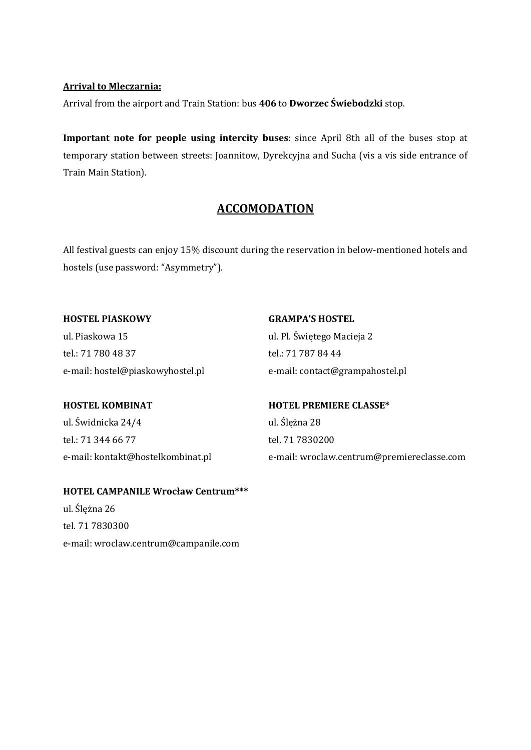**Arrival to Mleczarnia:**

Arrival from the airport and Train Station: bus **406** to **Dworzec Świebodzki** stop.

**Important note for people using intercity buses**: since April 8th all of the buses stop at temporary station between streets: Joannitow, Dyrekcyjna and Sucha (vis a vis side entrance of Train Main Station).

## ACCOMODATION

All festival guests can enjoy 15% discount during the reservation in below-mentioned hotels and hostels (use password: "Asymmetry").

**HOSTEL PIASKOWY**
ul. Piaskowa 15
tel.: 71 780 48 37
e-mail: hostel@piaskowyhostel.pl

**HOSTEL KOMBINAT**
ul. Świdnicka 24/4
tel.: 71 344 66 77
e-mail: kontakt@hostelkombinat.pl

**HOTEL CAMPANILE Wrocław Centrum***
ul. Ślężna 26
tel. 71 7830300
e-mail: wroclaw.centrum@campanile.com

**GRAMPA'S HOSTEL**
ul. Pl. Świętego Macieja 2
tel.: 71 787 84 44
e-mail: contact@grampahostel.pl

**HOTEL PREMIERE CLASSE***
ul. Ślężna 28
tel. 71 7830200
e-mail: wroclaw.centrum@premiereclasse.com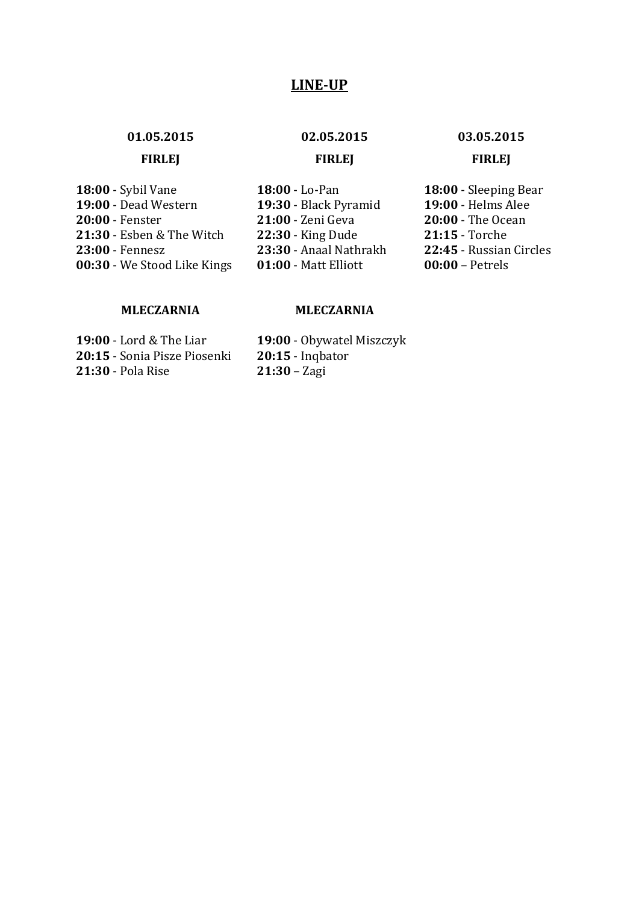## LINE-UP

### 01.05.2015

**FIRLEJ**

**18:00** - Sybil Vane
**19:00** - Dead Western
**20:00** - Fenster
**21:30** - Esben & The Witch
**23:00** - Fennesz
**00:30** - We Stood Like Kings

**MLECZARNIA**

**19:00** - Lord & The Liar
**20:15** - Sonia Pisze Piosenki
**21:30** - Pola Rise

### 02.05.2015

**FIRLEJ**

**18:00** - Lo-Pan
**19:30** - Black Pyramid
**21:00** - Zeni Geva
**22:30** - King Dude
**23:30** - Anaal Nathrakh
**01:00** - Matt Elliott

**MLECZARNIA**

**19:00** - Obywatel Miszczyk
**20:15** - Inqbator
**21:30** – Zagi

### 03.05.2015

**FIRLEJ**

**18:00** - Sleeping Bear
**19:00** - Helms Alee
**20:00** - The Ocean
**21:15** - Torche
**22:45** - Russian Circles
**00:00** – Petrels